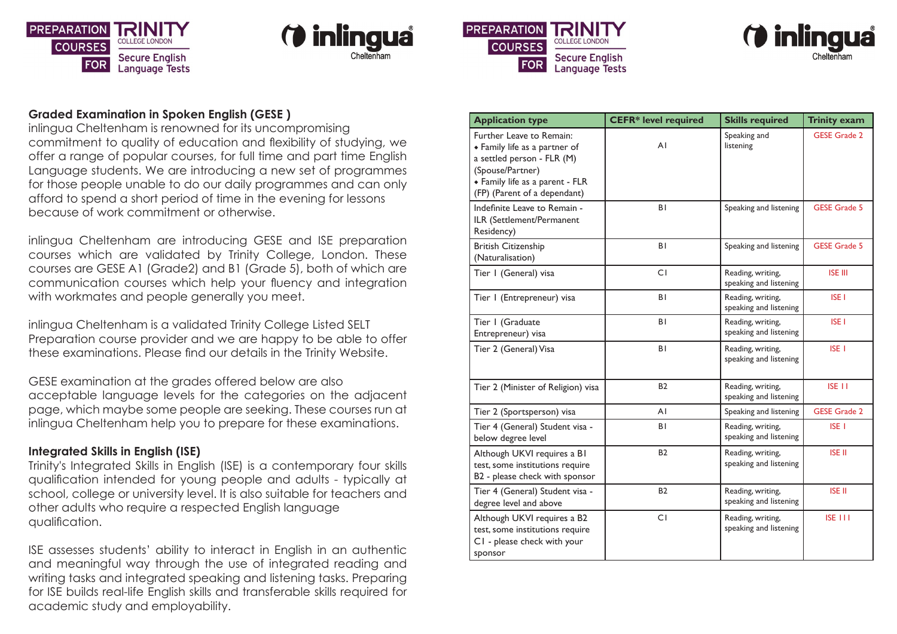PREPARATION COURSES FOR TRINITY COLLEGE LONDON Secure English Language Tests

inlingua Cheltenham

### Graded Examination in Spoken English (GESE )

inlingua Cheltenham is renowned for its uncompromising commitment to quality of education and flexibility of studying, we offer a range of popular courses, for full time and part time English Language students. We are introducing a new set of programmes for those people unable to do our daily programmes and can only afford to spend a short period of time in the evening for lessons because of work commitment or otherwise.

inlingua Cheltenham are introducing GESE and ISE preparation courses which are validated by Trinity College, London. These courses are GESE A1 (Grade2) and B1 (Grade 5), both of which are communication courses which help your fluency and integration with workmates and people generally you meet.

inlingua Cheltenham is a validated Trinity College Listed SELT Preparation course provider and we are happy to be able to offer these examinations. Please find our details in the Trinity Website.

GESE examination at the grades offered below are also acceptable language levels for the categories on the adjacent page, which maybe some people are seeking. These courses run at inlingua Cheltenham help you to prepare for these examinations.

### Integrated Skills in English (ISE)

Trinity's Integrated Skills in English (ISE) is a contemporary four skills qualification intended for young people and adults - typically at school, college or university level. It is also suitable for teachers and other adults who require a respected English language qualification.

ISE assesses students' ability to interact in English in an authentic and meaningful way through the use of integrated reading and writing tasks and integrated speaking and listening tasks. Preparing for ISE builds real-life English skills and transferable skills required for academic study and employability.

PREPARATION COURSES FOR TRINITY COLLEGE LONDON Secure English Language Tests

inlingua Cheltenham

| Application type | CEFR* level required | Skills required | Trinity exam |
| --- | --- | --- | --- |
| Further Leave to Remain: • Family life as a partner of a settled person - FLR (M) (Spouse/Partner) • Family life as a parent - FLR (FP) (Parent of a dependant) | A1 | Speaking and listening | GESE Grade 2 |
| Indefinite Leave to Remain - ILR (Settlement/Permanent Residency) | B1 | Speaking and listening | GESE Grade 5 |
| British Citizenship (Naturalisation) | B1 | Speaking and listening | GESE Grade 5 |
| Tier 1 (General) visa | C1 | Reading, writing, speaking and listening | ISE III |
| Tier 1 (Entrepreneur) visa | B1 | Reading, writing, speaking and listening | ISE I |
| Tier 1 (Graduate Entrepreneur) visa | B1 | Reading, writing, speaking and listening | ISE I |
| Tier 2 (General) Visa | B1 | Reading, writing, speaking and listening | ISE I |
| Tier 2 (Minister of Religion) visa | B2 | Reading, writing, speaking and listening | ISE II |
| Tier 2 (Sportsperson) visa | A1 | Speaking and listening | GESE Grade 2 |
| Tier 4 (General) Student visa - below degree level | B1 | Reading, writing, speaking and listening | ISE I |
| Although UKVI requires a B1 test, some institutions require B2 - please check with sponsor | B2 | Reading, writing, speaking and listening | ISE II |
| Tier 4 (General) Student visa - degree level and above | B2 | Reading, writing, speaking and listening | ISE II |
| Although UKVI requires a B2 test, some institutions require C1 - please check with your sponsor | C1 | Reading, writing, speaking and listening | ISE III |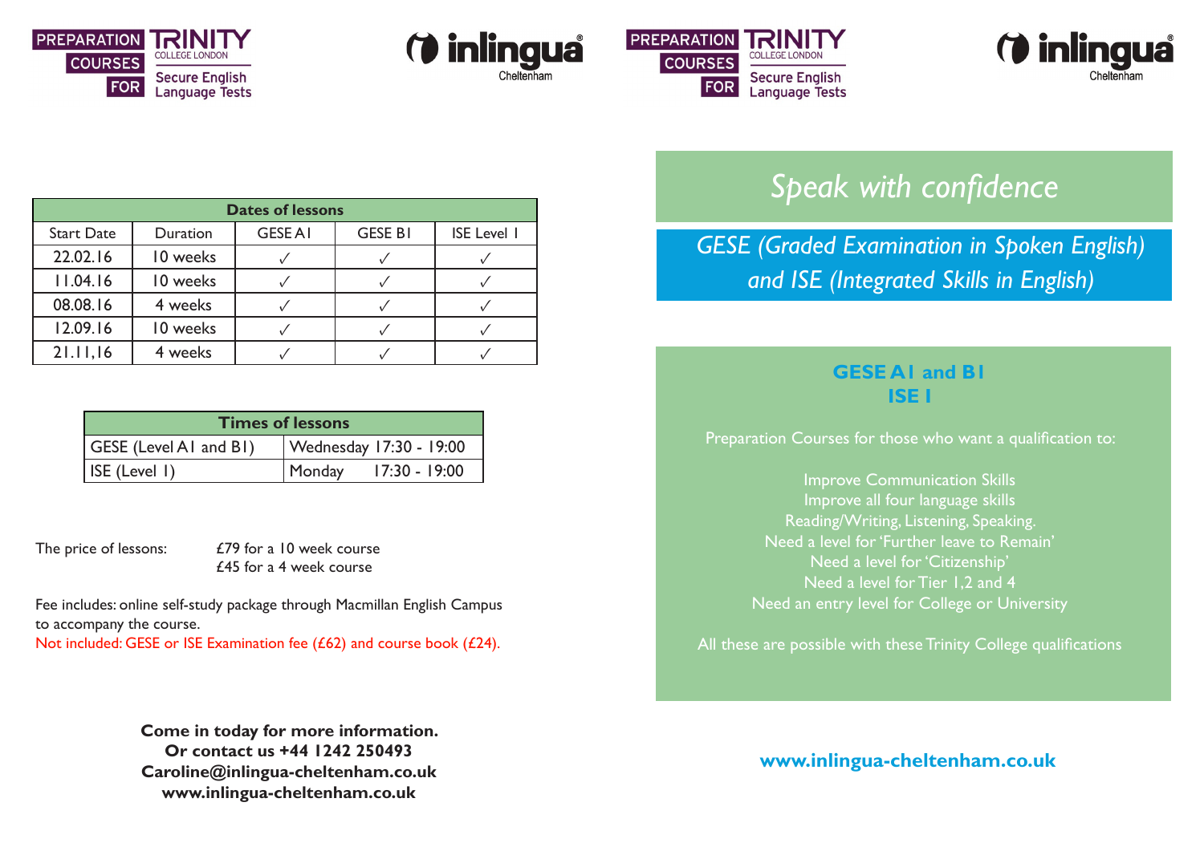PREPARATION COURSES FOR TRINITY COLLEGE LONDON Secure English Language Tests

inlingua Cheltenham

| Dates of lessons | | | | |
|---|---|---|---|---|
| Start Date | Duration | GESE A1 | GESE B1 | ISE Level 1 |
| 22.02.16 | 10 weeks | ✓ | ✓ | ✓ |
| 11.04.16 | 10 weeks | ✓ | ✓ | ✓ |
| 08.08.16 | 4 weeks | ✓ | ✓ | ✓ |
| 12.09.16 | 10 weeks | ✓ | ✓ | ✓ |
| 21.11,16 | 4 weeks | ✓ | ✓ | ✓ |

| Times of lessons | |
|---|---|
| GESE (Level A1 and B1) | Wednesday 17:30 - 19:00 |
| ISE (Level 1) | Monday 17:30 - 19:00 |

The price of lessons: £79 for a 10 week course
£45 for a 4 week course

Fee includes: online self-study package through Macmillan English Campus to accompany the course.

Not included: GESE or ISE Examination fee (£62) and course book (£24).

**Come in today for more information.**
**Or contact us +44 1242 250493**
**Caroline@inlingua-cheltenham.co.uk**
**www.inlingua-cheltenham.co.uk**

PREPARATION COURSES FOR TRINITY COLLEGE LONDON Secure English Language Tests

inlingua Cheltenham

# *Speak with confidence*

## *GESE (Graded Examination in Spoken English) and ISE (Integrated Skills in English)*

### GESE A1 and B1
### ISE 1

Preparation Courses for those who want a qualification to:

Improve Communication Skills
Improve all four language skills
Reading/Writing, Listening, Speaking.
Need a level for 'Further leave to Remain'
Need a level for 'Citizenship'
Need a level for Tier 1,2 and 4
Need an entry level for College or University

All these are possible with these Trinity College qualifications

**www.inlingua-cheltenham.co.uk**